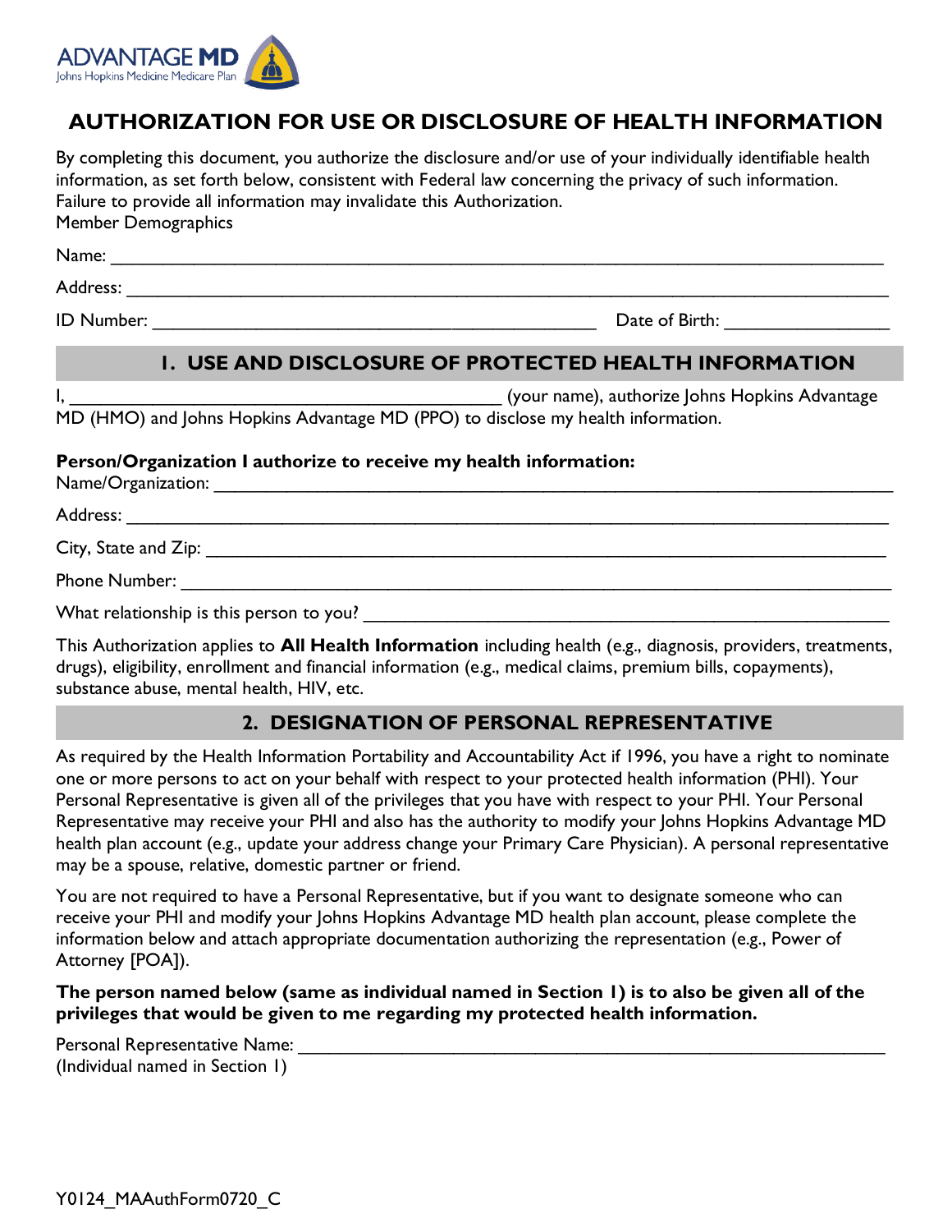ADVANTAGE MD
Johns Hopkins Medicine Medicare Plan

# AUTHORIZATION FOR USE OR DISCLOSURE OF HEALTH INFORMATION

By completing this document, you authorize the disclosure and/or use of your individually identifiable health information, as set forth below, consistent with Federal law concerning the privacy of such information. Failure to provide all information may invalidate this Authorization.
Member Demographics

Name: ___________________________________________________________________________

Address: _________________________________________________________________________

ID Number: ____________________________________________ Date of Birth: ________________

## 1. USE AND DISCLOSURE OF PROTECTED HEALTH INFORMATION

I, ___________________________________________ (your name), authorize Johns Hopkins Advantage MD (HMO) and Johns Hopkins Advantage MD (PPO) to disclose my health information.

**Person/Organization I authorize to receive my health information:**

Name/Organization: ____________________________________________________________________

Address: _________________________________________________________________________

City, State and Zip: ____________________________________________________________________

Phone Number: ________________________________________________________________________

What relationship is this person to you? __________________________________________________

This Authorization applies to **All Health Information** including health (e.g., diagnosis, providers, treatments, drugs), eligibility, enrollment and financial information (e.g., medical claims, premium bills, copayments), substance abuse, mental health, HIV, etc.

## 2. DESIGNATION OF PERSONAL REPRESENTATIVE

As required by the Health Information Portability and Accountability Act if 1996, you have a right to nominate one or more persons to act on your behalf with respect to your protected health information (PHI). Your Personal Representative is given all of the privileges that you have with respect to your PHI. Your Personal Representative may receive your PHI and also has the authority to modify your Johns Hopkins Advantage MD health plan account (e.g., update your address change your Primary Care Physician). A personal representative may be a spouse, relative, domestic partner or friend.

You are not required to have a Personal Representative, but if you want to designate someone who can receive your PHI and modify your Johns Hopkins Advantage MD health plan account, please complete the information below and attach appropriate documentation authorizing the representation (e.g., Power of Attorney [POA]).

**The person named below (same as individual named in Section 1) is to also be given all of the privileges that would be given to me regarding my protected health information.**

Personal Representative Name: _______________________________________________________
(Individual named in Section 1)

Y0124_MAAuthForm0720_C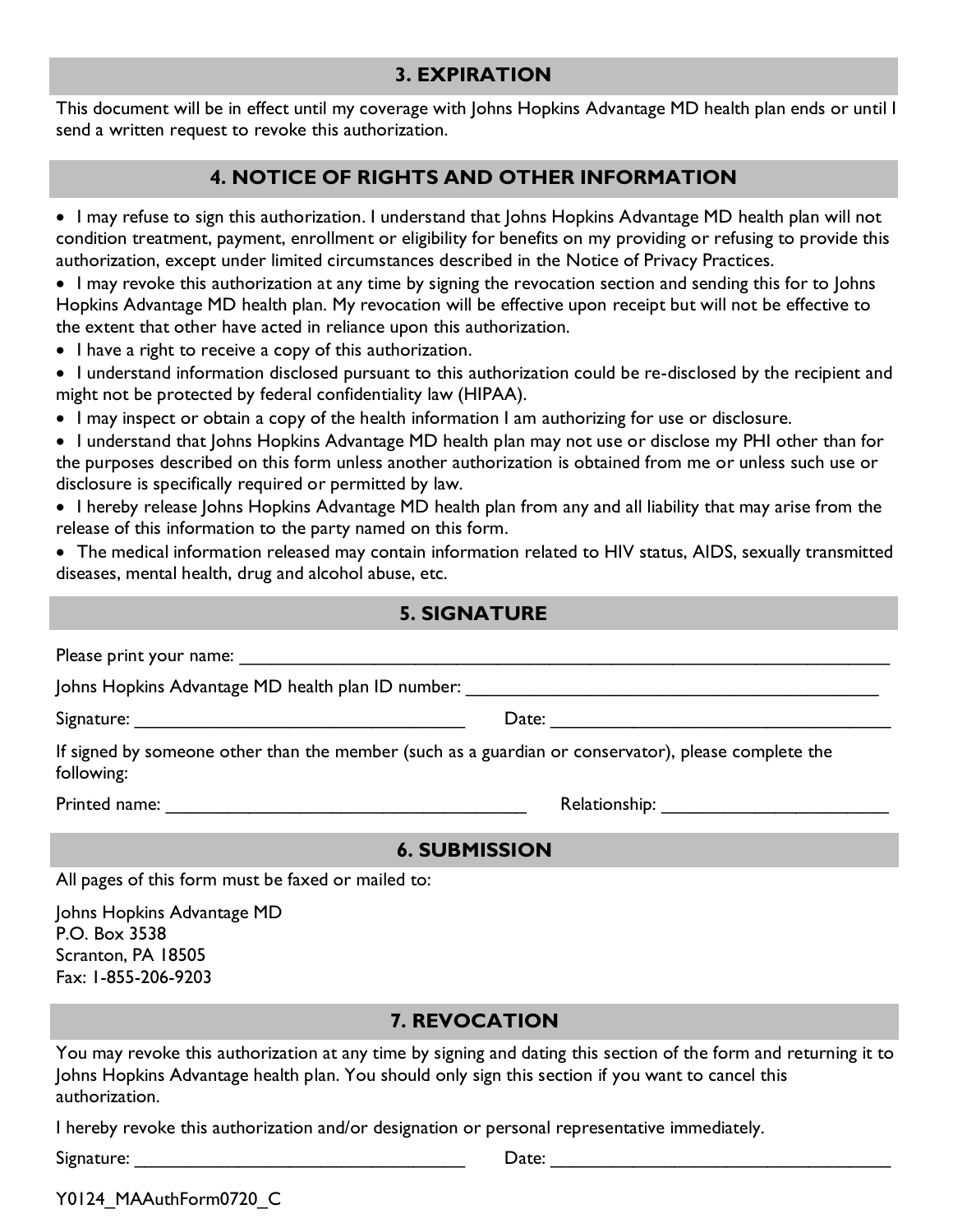## 3. EXPIRATION

This document will be in effect until my coverage with Johns Hopkins Advantage MD health plan ends or until I send a written request to revoke this authorization.

## 4. NOTICE OF RIGHTS AND OTHER INFORMATION

- I may refuse to sign this authorization. I understand that Johns Hopkins Advantage MD health plan will not condition treatment, payment, enrollment or eligibility for benefits on my providing or refusing to provide this authorization, except under limited circumstances described in the Notice of Privacy Practices.
- I may revoke this authorization at any time by signing the revocation section and sending this for to Johns Hopkins Advantage MD health plan. My revocation will be effective upon receipt but will not be effective to the extent that other have acted in reliance upon this authorization.
- I have a right to receive a copy of this authorization.
- I understand information disclosed pursuant to this authorization could be re-disclosed by the recipient and might not be protected by federal confidentiality law (HIPAA).
- I may inspect or obtain a copy of the health information I am authorizing for use or disclosure.
- I understand that Johns Hopkins Advantage MD health plan may not use or disclose my PHI other than for the purposes described on this form unless another authorization is obtained from me or unless such use or disclosure is specifically required or permitted by law.
- I hereby release Johns Hopkins Advantage MD health plan from any and all liability that may arise from the release of this information to the party named on this form.
- The medical information released may contain information related to HIV status, AIDS, sexually transmitted diseases, mental health, drug and alcohol abuse, etc.

## 5. SIGNATURE

Please print your name: ____________________________________________

Johns Hopkins Advantage MD health plan ID number: ____________________________

Signature: ______________________________ Date: ______________________________

If signed by someone other than the member (such as a guardian or conservator), please complete the following:

Printed name: ______________________________ Relationship: ____________________

## 6. SUBMISSION

All pages of this form must be faxed or mailed to:

Johns Hopkins Advantage MD
P.O. Box 3538
Scranton, PA 18505
Fax: 1-855-206-9203

## 7. REVOCATION

You may revoke this authorization at any time by signing and dating this section of the form and returning it to Johns Hopkins Advantage health plan. You should only sign this section if you want to cancel this authorization.

I hereby revoke this authorization and/or designation or personal representative immediately.

Signature: ______________________________ Date: ______________________________

Y0124_MAAuthForm0720_C